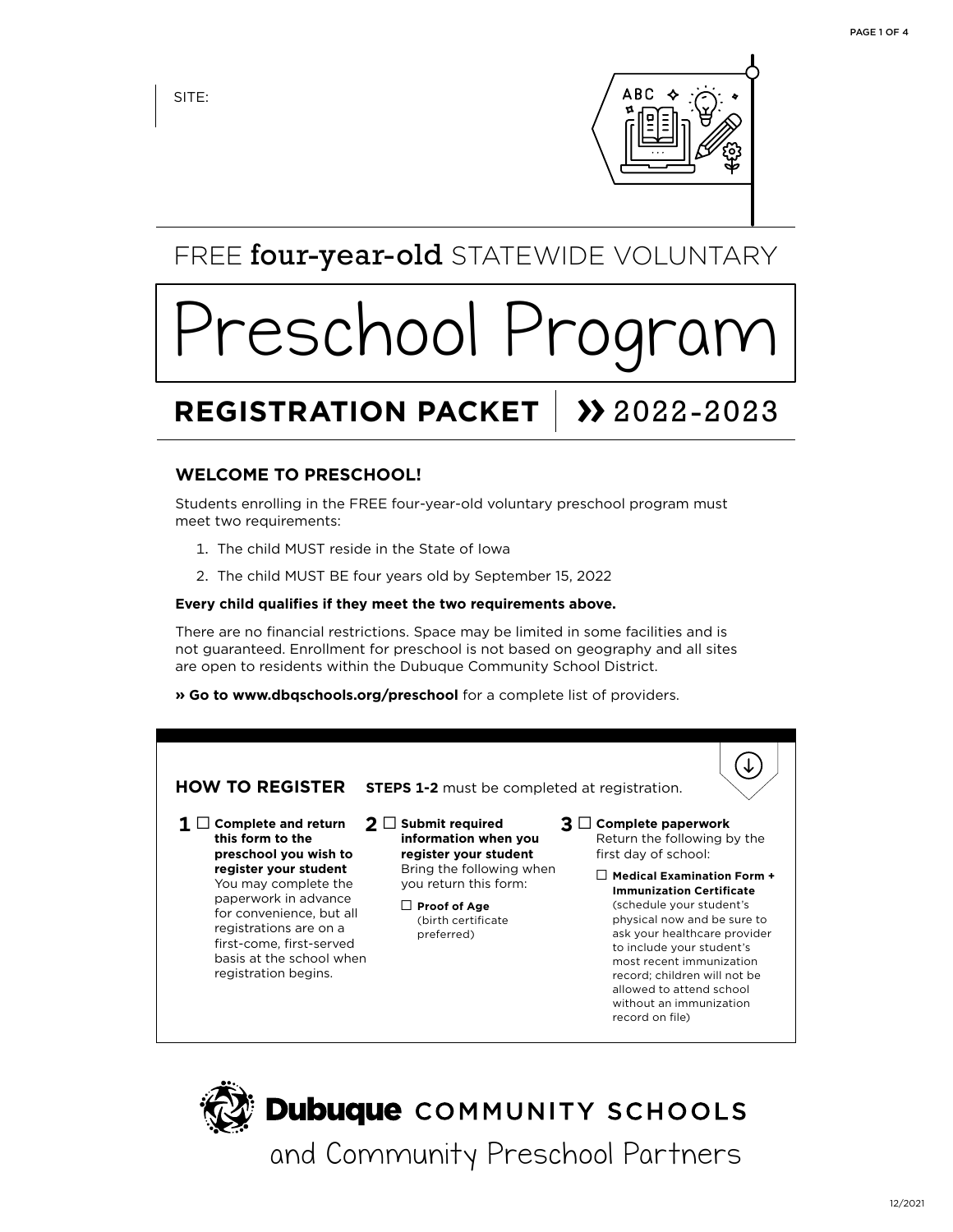SITE:

FREE **four-year-old** STATEWIDE VOLUNTARY

# Preschool Program

## REGISTRATION PACKET | » 2022-2023

### WELCOME TO PRESCHOOL!

Students enrolling in the FREE four-year-old voluntary preschool program must meet two requirements:

1. The child MUST reside in the State of Iowa
2. The child MUST BE four years old by September 15, 2022

**Every child qualifies if they meet the two requirements above.**

There are no financial restrictions. Space may be limited in some facilities and is not guaranteed. Enrollment for preschool is not based on geography and all sites are open to residents within the Dubuque Community School District.

**» Go to www.dbqschools.org/preschool** for a complete list of providers.

### HOW TO REGISTER

**STEPS 1-2** must be completed at registration.

**1** ☐ **Complete and return this form to the preschool you wish to register your student**
You may complete the paperwork in advance for convenience, but all registrations are on a first-come, first-served basis at the school when registration begins.

**2** ☐ **Submit required information when you register your student**
Bring the following when you return this form:

- ☐ **Proof of Age** (birth certificate preferred)

**3** ☐ **Complete paperwork**
Return the following by the first day of school:

- ☐ **Medical Examination Form + Immunization Certificate** (schedule your student's physical now and be sure to ask your healthcare provider to include your student's most recent immunization record; children will not be allowed to attend school without an immunization record on file)

**Dubuque** COMMUNITY SCHOOLS
and Community Preschool Partners

12/2021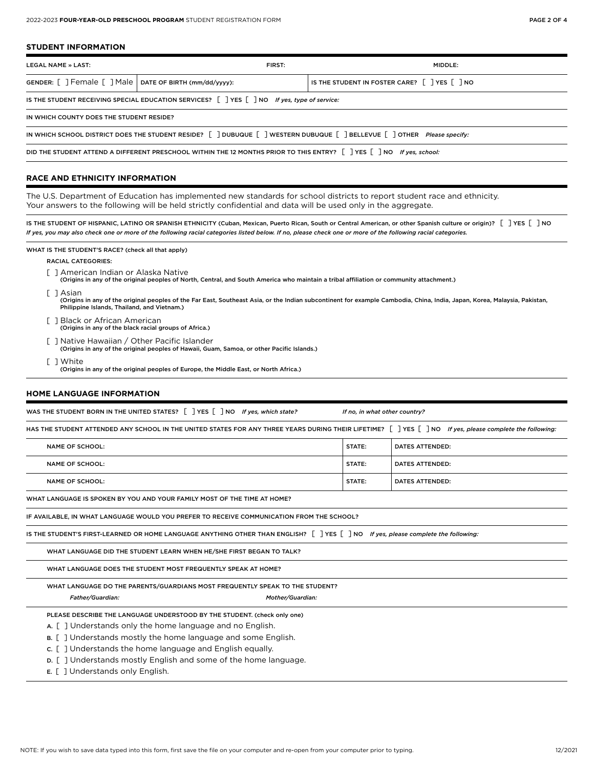## STUDENT INFORMATION

LEGAL NAME » LAST: FIRST: MIDDLE:

GENDER: [ ] Female [ ] Male | DATE OF BIRTH (mm/dd/yyyy): | IS THE STUDENT IN FOSTER CARE? [ ] YES [ ] NO

IS THE STUDENT RECEIVING SPECIAL EDUCATION SERVICES? [ ] YES [ ] NO *If yes, type of service:*

IN WHICH COUNTY DOES THE STUDENT RESIDE?

IN WHICH SCHOOL DISTRICT DOES THE STUDENT RESIDE? [ ] DUBUQUE [ ] WESTERN DUBUQUE [ ] BELLEVUE [ ] OTHER *Please specify:*

DID THE STUDENT ATTEND A DIFFERENT PRESCHOOL WITHIN THE 12 MONTHS PRIOR TO THIS ENTRY? [ ] YES [ ] NO *If yes, school:*

## RACE AND ETHNICITY INFORMATION

The U.S. Department of Education has implemented new standards for school districts to report student race and ethnicity. Your answers to the following will be held strictly confidential and data will be used only in the aggregate.

IS THE STUDENT OF HISPANIC, LATINO OR SPANISH ETHNICITY (Cuban, Mexican, Puerto Rican, South or Central American, or other Spanish culture or origin)? [ ] YES [ ] NO
*If yes, you may also check one or more of the following racial categories listed below. If no, please check one or more of the following racial categories.*

WHAT IS THE STUDENT'S RACE? (check all that apply)

RACIAL CATEGORIES:

- [ ] American Indian or Alaska Native
  (Origins in any of the original peoples of North, Central, and South America who maintain a tribal affiliation or community attachment.)
- [ ] Asian
  (Origins in any of the original peoples of the Far East, Southeast Asia, or the Indian subcontinent for example Cambodia, China, India, Japan, Korea, Malaysia, Pakistan, Philippine Islands, Thailand, and Vietnam.)
- [ ] Black or African American
  (Origins in any of the black racial groups of Africa.)
- [ ] Native Hawaiian / Other Pacific Islander
  (Origins in any of the original peoples of Hawaii, Guam, Samoa, or other Pacific Islands.)
- [ ] White
  (Origins in any of the original peoples of Europe, the Middle East, or North Africa.)

## HOME LANGUAGE INFORMATION

WAS THE STUDENT BORN IN THE UNITED STATES? [ ] YES [ ] NO *If yes, which state?* *If no, in what other country?*

HAS THE STUDENT ATTENDED ANY SCHOOL IN THE UNITED STATES FOR ANY THREE YEARS DURING THEIR LIFETIME? [ ] YES [ ] NO *If yes, please complete the following:*

| NAME OF SCHOOL: | STATE: | DATES ATTENDED: |
|---|---|---|
| NAME OF SCHOOL: | STATE: | DATES ATTENDED: |
| NAME OF SCHOOL: | STATE: | DATES ATTENDED: |

WHAT LANGUAGE IS SPOKEN BY YOU AND YOUR FAMILY MOST OF THE TIME AT HOME?

IF AVAILABLE, IN WHAT LANGUAGE WOULD YOU PREFER TO RECEIVE COMMUNICATION FROM THE SCHOOL?

IS THE STUDENT'S FIRST-LEARNED OR HOME LANGUAGE ANYTHING OTHER THAN ENGLISH? [ ] YES [ ] NO *If yes, please complete the following:*

WHAT LANGUAGE DID THE STUDENT LEARN WHEN HE/SHE FIRST BEGAN TO TALK?

WHAT LANGUAGE DOES THE STUDENT MOST FREQUENTLY SPEAK AT HOME?

WHAT LANGUAGE DO THE PARENTS/GUARDIANS MOST FREQUENTLY SPEAK TO THE STUDENT?

*Father/Guardian:* *Mother/Guardian:*

PLEASE DESCRIBE THE LANGUAGE UNDERSTOOD BY THE STUDENT. (check only one)

A. [ ] Understands only the home language and no English.
B. [ ] Understands mostly the home language and some English.
C. [ ] Understands the home language and English equally.
D. [ ] Understands mostly English and some of the home language.
E. [ ] Understands only English.

NOTE: If you wish to save data typed into this form, first save the file on your computer and re-open from your computer prior to typing.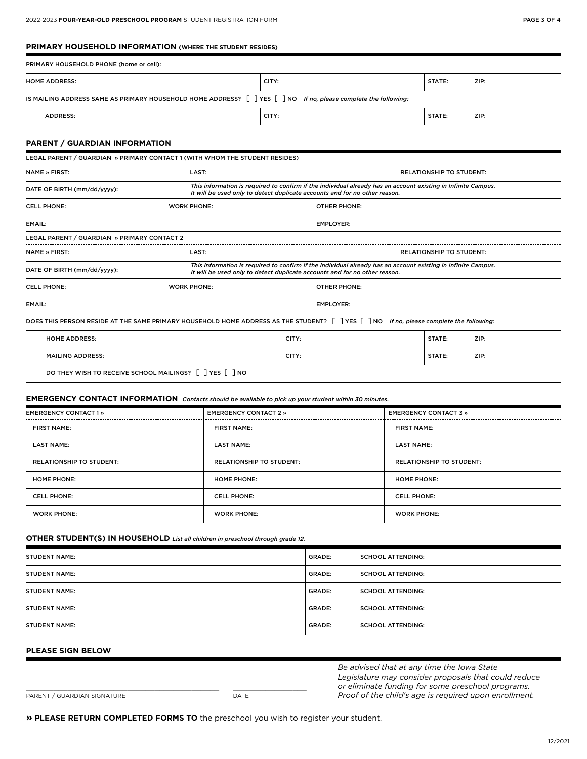## PRIMARY HOUSEHOLD INFORMATION (WHERE THE STUDENT RESIDES)

PRIMARY HOUSEHOLD PHONE (home or cell):

| HOME ADDRESS: | CITY: | STATE: | ZIP: |
|---|---|---|---|

IS MAILING ADDRESS SAME AS PRIMARY HOUSEHOLD HOME ADDRESS? [ ] YES [ ] NO *If no, please complete the following:*

| ADDRESS: | CITY: | STATE: | ZIP: |
|---|---|---|---|

## PARENT / GUARDIAN INFORMATION

LEGAL PARENT / GUARDIAN » PRIMARY CONTACT 1 (WITH WHOM THE STUDENT RESIDES)

| NAME » FIRST: | LAST: | RELATIONSHIP TO STUDENT: |
|---|---|---|

DATE OF BIRTH (mm/dd/yyyy): *This information is required to confirm if the individual already has an account existing in Infinite Campus. It will be used only to detect duplicate accounts and for no other reason.*

| CELL PHONE: | WORK PHONE: | OTHER PHONE: |
|---|---|---|
| EMAIL: | | EMPLOYER: |

LEGAL PARENT / GUARDIAN » PRIMARY CONTACT 2

| NAME » FIRST: | LAST: | RELATIONSHIP TO STUDENT: |
|---|---|---|

DATE OF BIRTH (mm/dd/yyyy): *This information is required to confirm if the individual already has an account existing in Infinite Campus. It will be used only to detect duplicate accounts and for no other reason.*

| CELL PHONE: | WORK PHONE: | OTHER PHONE: |
|---|---|---|
| EMAIL: | | EMPLOYER: |

DOES THIS PERSON RESIDE AT THE SAME PRIMARY HOUSEHOLD HOME ADDRESS AS THE STUDENT? [ ] YES [ ] NO *If no, please complete the following:*

| HOME ADDRESS: | CITY: | STATE: | ZIP: |
|---|---|---|---|
| MAILING ADDRESS: | CITY: | STATE: | ZIP: |

DO THEY WISH TO RECEIVE SCHOOL MAILINGS? [ ] YES [ ] NO

## EMERGENCY CONTACT INFORMATION *Contacts should be available to pick up your student within 30 minutes.*

| EMERGENCY CONTACT 1 » | EMERGENCY CONTACT 2 » | EMERGENCY CONTACT 3 » |
|---|---|---|
| FIRST NAME: | FIRST NAME: | FIRST NAME: |
| LAST NAME: | LAST NAME: | LAST NAME: |
| RELATIONSHIP TO STUDENT: | RELATIONSHIP TO STUDENT: | RELATIONSHIP TO STUDENT: |
| HOME PHONE: | HOME PHONE: | HOME PHONE: |
| CELL PHONE: | CELL PHONE: | CELL PHONE: |
| WORK PHONE: | WORK PHONE: | WORK PHONE: |

## OTHER STUDENT(S) IN HOUSEHOLD *List all children in preschool through grade 12.*

| STUDENT NAME: | GRADE: | SCHOOL ATTENDING: |
|---|---|---|
| STUDENT NAME: | GRADE: | SCHOOL ATTENDING: |
| STUDENT NAME: | GRADE: | SCHOOL ATTENDING: |
| STUDENT NAME: | GRADE: | SCHOOL ATTENDING: |
| STUDENT NAME: | GRADE: | SCHOOL ATTENDING: |

## PLEASE SIGN BELOW

_______________________________________ ____________________
PARENT / GUARDIAN SIGNATURE DATE

*Be advised that at any time the Iowa State Legislature may consider proposals that could reduce or eliminate funding for some preschool programs. Proof of the child's age is required upon enrollment.*

**» PLEASE RETURN COMPLETED FORMS TO** the preschool you wish to register your student.

12/2021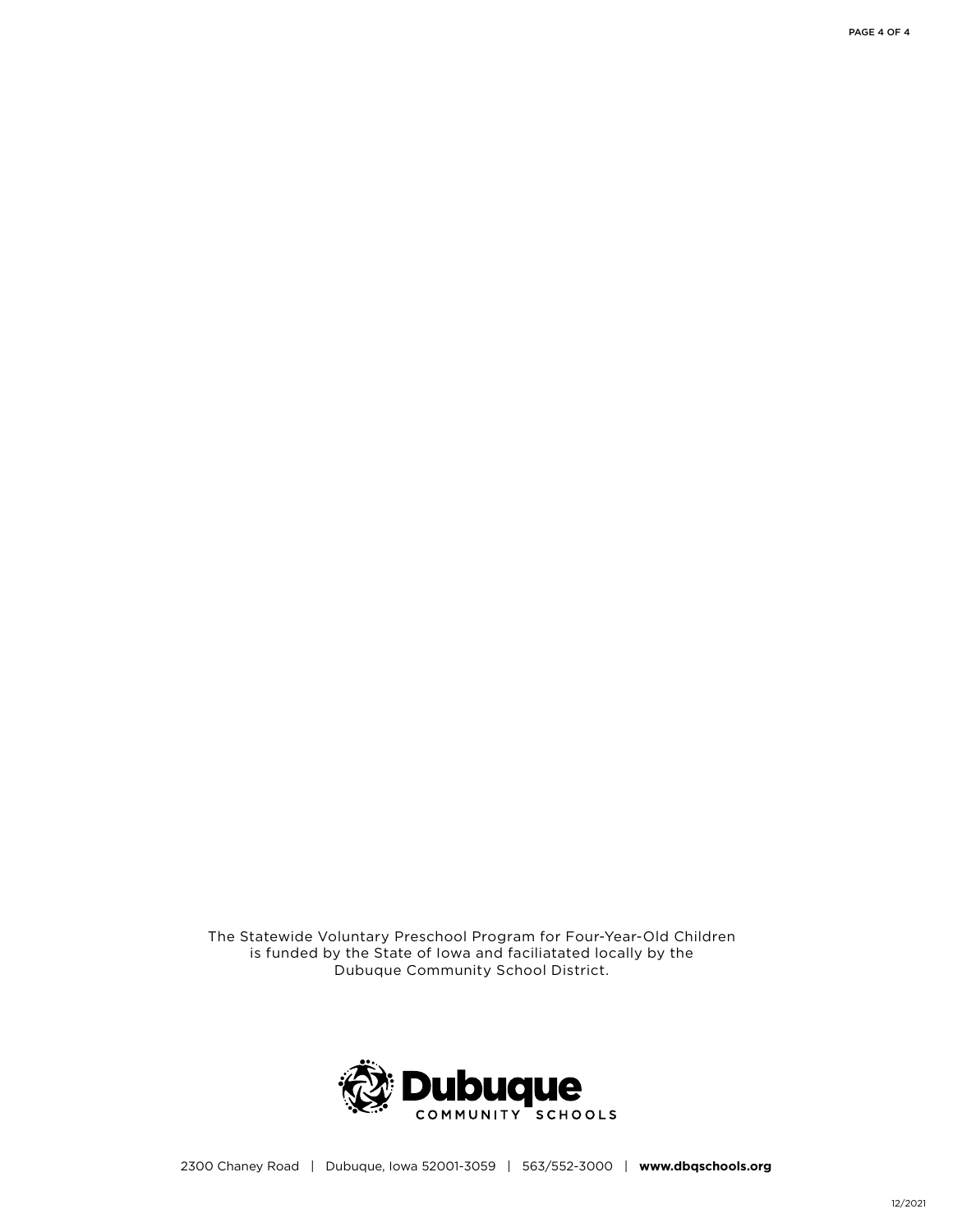The Statewide Voluntary Preschool Program for Four-Year-Old Children is funded by the State of Iowa and faciliatated locally by the Dubuque Community School District.

Dubuque COMMUNITY SCHOOLS

2300 Chaney Road | Dubuque, Iowa 52001-3059 | 563/552-3000 | **www.dbqschools.org**

12/2021